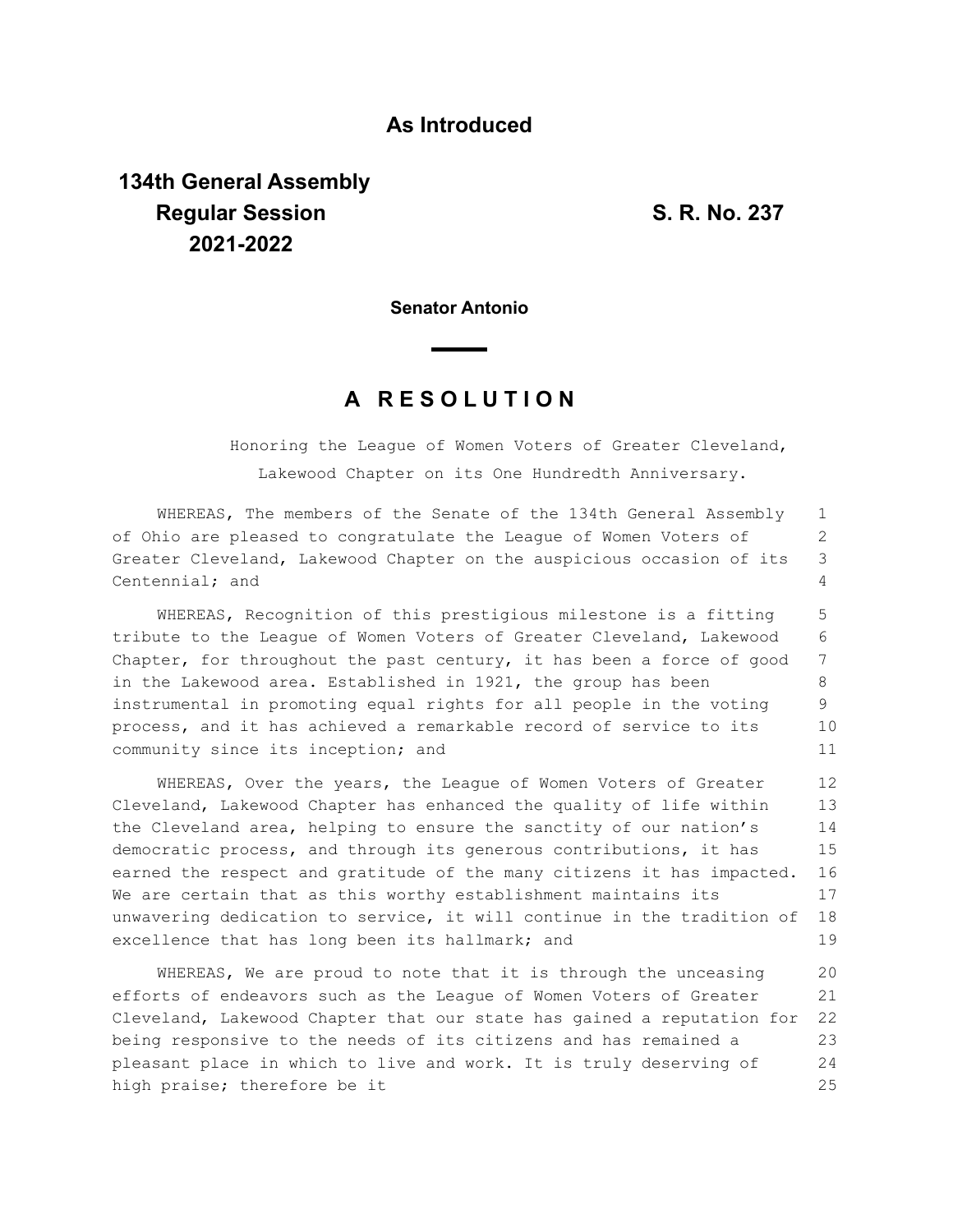**As Introduced**

**134th General Assembly**
**Regular Session**
**2021-2022**

**S. R. No. 237**

**Senator Antonio**

# A R E S O L U T I O N

Honoring the League of Women Voters of Greater Cleveland, Lakewood Chapter on its One Hundredth Anniversary.

WHEREAS, The members of the Senate of the 134th General Assembly of Ohio are pleased to congratulate the League of Women Voters of Greater Cleveland, Lakewood Chapter on the auspicious occasion of its Centennial; and

WHEREAS, Recognition of this prestigious milestone is a fitting tribute to the League of Women Voters of Greater Cleveland, Lakewood Chapter, for throughout the past century, it has been a force of good in the Lakewood area. Established in 1921, the group has been instrumental in promoting equal rights for all people in the voting process, and it has achieved a remarkable record of service to its community since its inception; and

WHEREAS, Over the years, the League of Women Voters of Greater Cleveland, Lakewood Chapter has enhanced the quality of life within the Cleveland area, helping to ensure the sanctity of our nation's democratic process, and through its generous contributions, it has earned the respect and gratitude of the many citizens it has impacted. We are certain that as this worthy establishment maintains its unwavering dedication to service, it will continue in the tradition of excellence that has long been its hallmark; and

WHEREAS, We are proud to note that it is through the unceasing efforts of endeavors such as the League of Women Voters of Greater Cleveland, Lakewood Chapter that our state has gained a reputation for being responsive to the needs of its citizens and has remained a pleasant place in which to live and work. It is truly deserving of high praise; therefore be it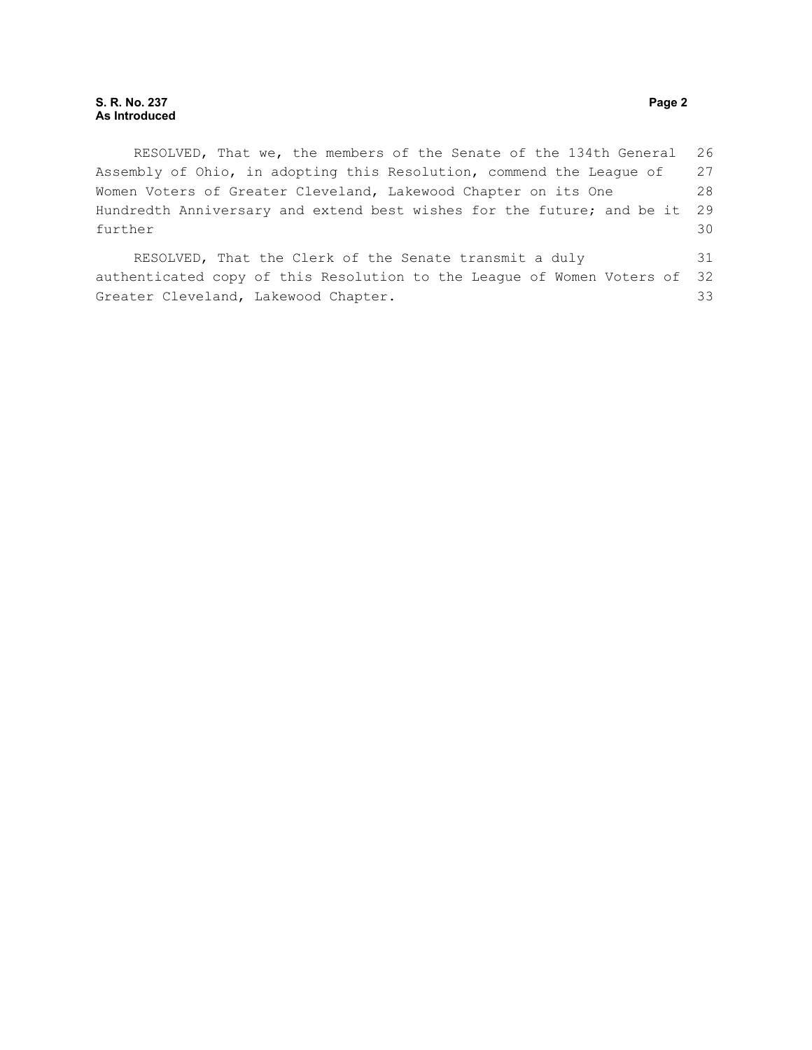RESOLVED, That we, the members of the Senate of the 134th General Assembly of Ohio, in adopting this Resolution, commend the League of Women Voters of Greater Cleveland, Lakewood Chapter on its One Hundredth Anniversary and extend best wishes for the future; and be it further

RESOLVED, That the Clerk of the Senate transmit a duly authenticated copy of this Resolution to the League of Women Voters of Greater Cleveland, Lakewood Chapter.